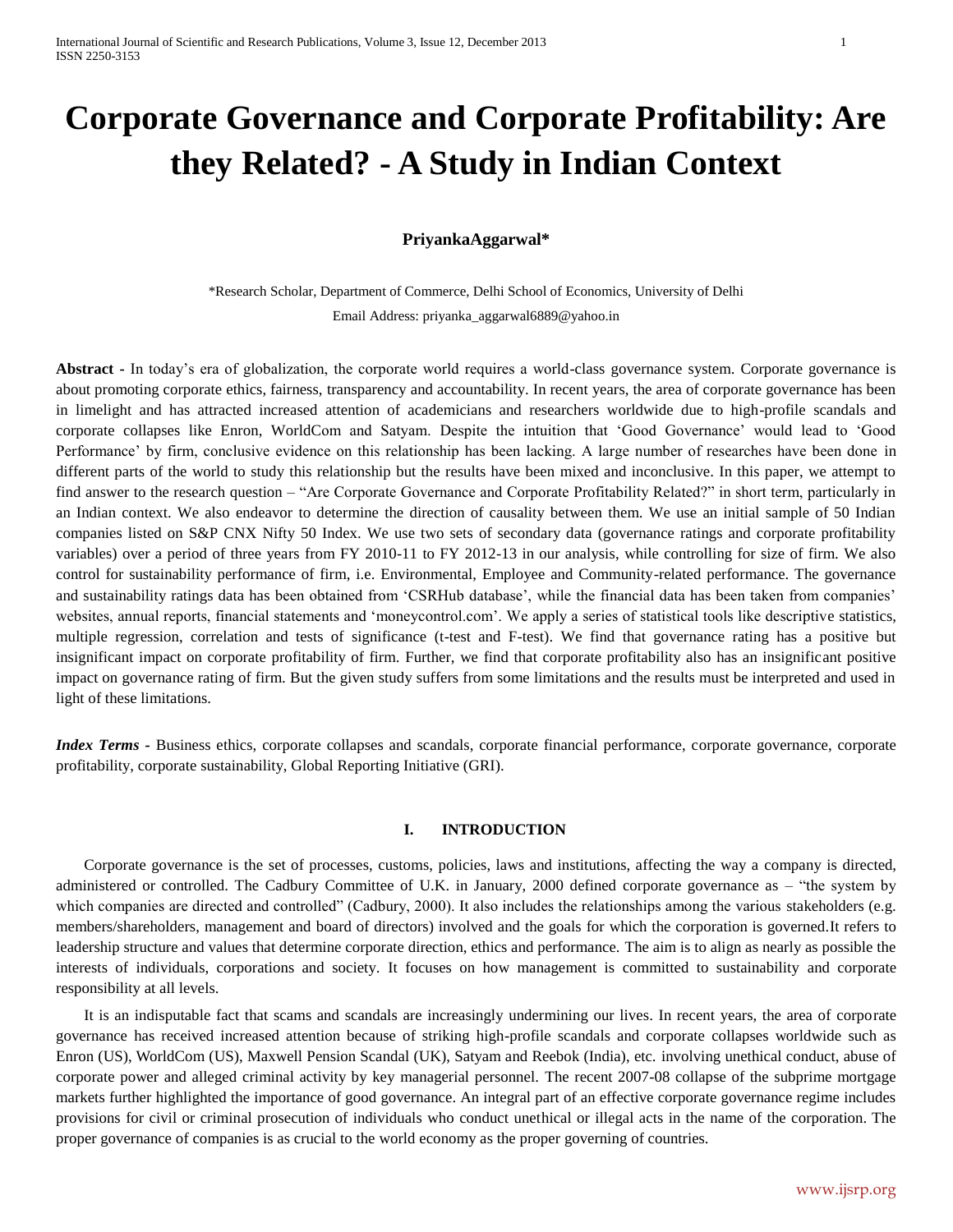# Corporate Governance and Corporate Profitability: Are they Related? - A Study in Indian Context

**PriyankaAggarwal***

*Research Scholar, Department of Commerce, Delhi School of Economics, University of Delhi
Email Address: priyanka_aggarwal6889@yahoo.in

**Abstract -** In today's era of globalization, the corporate world requires a world-class governance system. Corporate governance is about promoting corporate ethics, fairness, transparency and accountability. In recent years, the area of corporate governance has been in limelight and has attracted increased attention of academicians and researchers worldwide due to high-profile scandals and corporate collapses like Enron, WorldCom and Satyam. Despite the intuition that 'Good Governance' would lead to 'Good Performance' by firm, conclusive evidence on this relationship has been lacking. A large number of researches have been done in different parts of the world to study this relationship but the results have been mixed and inconclusive. In this paper, we attempt to find answer to the research question – "Are Corporate Governance and Corporate Profitability Related?" in short term, particularly in an Indian context. We also endeavor to determine the direction of causality between them. We use an initial sample of 50 Indian companies listed on S&P CNX Nifty 50 Index. We use two sets of secondary data (governance ratings and corporate profitability variables) over a period of three years from FY 2010-11 to FY 2012-13 in our analysis, while controlling for size of firm. We also control for sustainability performance of firm, i.e. Environmental, Employee and Community-related performance. The governance and sustainability ratings data has been obtained from 'CSRHub database', while the financial data has been taken from companies' websites, annual reports, financial statements and 'moneycontrol.com'. We apply a series of statistical tools like descriptive statistics, multiple regression, correlation and tests of significance (t-test and F-test). We find that governance rating has a positive but insignificant impact on corporate profitability of firm. Further, we find that corporate profitability also has an insignificant positive impact on governance rating of firm. But the given study suffers from some limitations and the results must be interpreted and used in light of these limitations.

***Index Terms*** **-** Business ethics, corporate collapses and scandals, corporate financial performance, corporate governance, corporate profitability, corporate sustainability, Global Reporting Initiative (GRI).

## I. INTRODUCTION

Corporate governance is the set of processes, customs, policies, laws and institutions, affecting the way a company is directed, administered or controlled. The Cadbury Committee of U.K. in January, 2000 defined corporate governance as – "the system by which companies are directed and controlled" (Cadbury, 2000). It also includes the relationships among the various stakeholders (e.g. members/shareholders, management and board of directors) involved and the goals for which the corporation is governed.It refers to leadership structure and values that determine corporate direction, ethics and performance. The aim is to align as nearly as possible the interests of individuals, corporations and society. It focuses on how management is committed to sustainability and corporate responsibility at all levels.

It is an indisputable fact that scams and scandals are increasingly undermining our lives. In recent years, the area of corporate governance has received increased attention because of striking high-profile scandals and corporate collapses worldwide such as Enron (US), WorldCom (US), Maxwell Pension Scandal (UK), Satyam and Reebok (India), etc. involving unethical conduct, abuse of corporate power and alleged criminal activity by key managerial personnel. The recent 2007-08 collapse of the subprime mortgage markets further highlighted the importance of good governance. An integral part of an effective corporate governance regime includes provisions for civil or criminal prosecution of individuals who conduct unethical or illegal acts in the name of the corporation. The proper governance of companies is as crucial to the world economy as the proper governing of countries.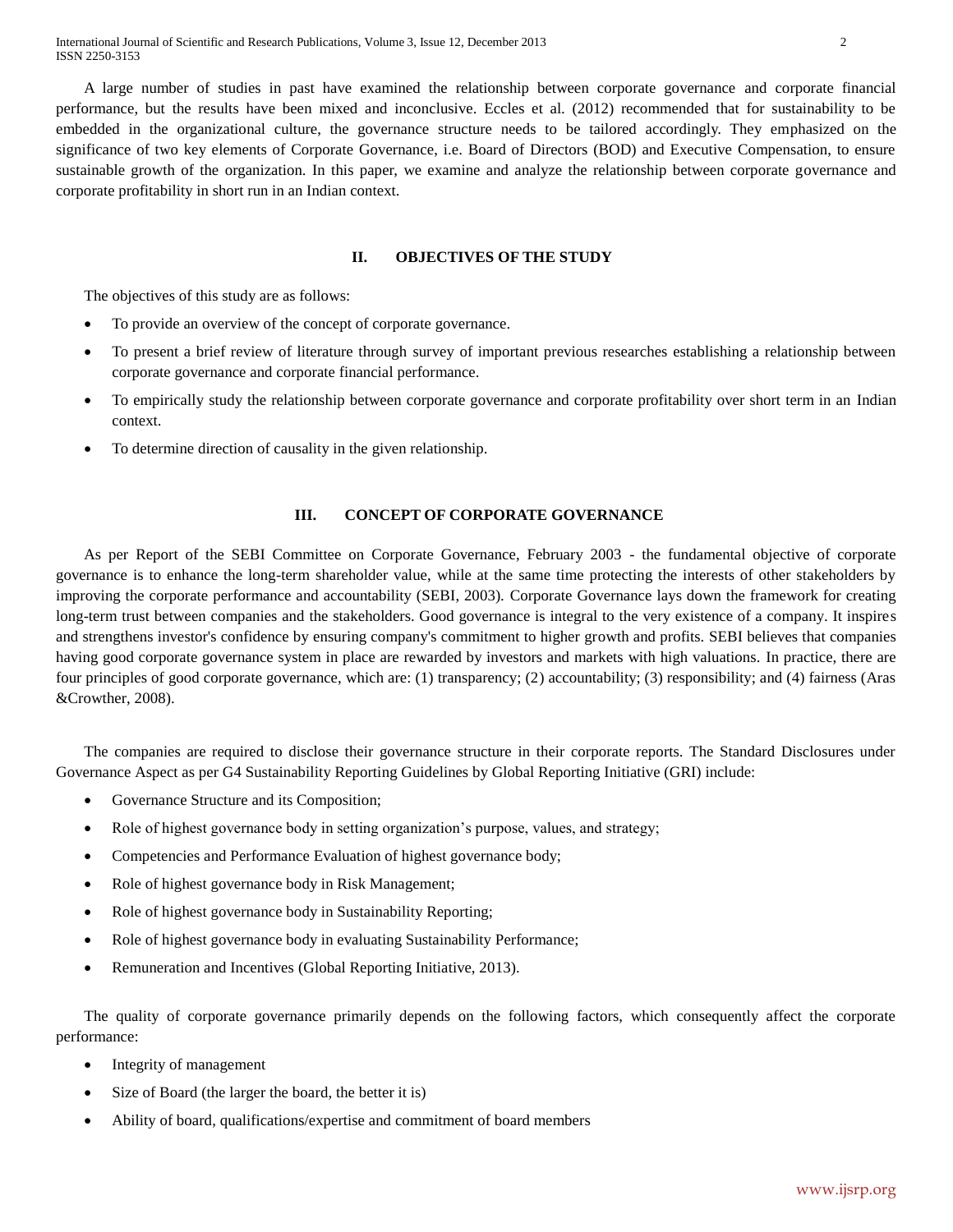A large number of studies in past have examined the relationship between corporate governance and corporate financial performance, but the results have been mixed and inconclusive. Eccles et al. (2012) recommended that for sustainability to be embedded in the organizational culture, the governance structure needs to be tailored accordingly. They emphasized on the significance of two key elements of Corporate Governance, i.e. Board of Directors (BOD) and Executive Compensation, to ensure sustainable growth of the organization. In this paper, we examine and analyze the relationship between corporate governance and corporate profitability in short run in an Indian context.

## II. OBJECTIVES OF THE STUDY

The objectives of this study are as follows:

- To provide an overview of the concept of corporate governance.
- To present a brief review of literature through survey of important previous researches establishing a relationship between corporate governance and corporate financial performance.
- To empirically study the relationship between corporate governance and corporate profitability over short term in an Indian context.
- To determine direction of causality in the given relationship.

## III. CONCEPT OF CORPORATE GOVERNANCE

As per Report of the SEBI Committee on Corporate Governance, February 2003 - the fundamental objective of corporate governance is to enhance the long-term shareholder value, while at the same time protecting the interests of other stakeholders by improving the corporate performance and accountability (SEBI, 2003). Corporate Governance lays down the framework for creating long-term trust between companies and the stakeholders. Good governance is integral to the very existence of a company. It inspires and strengthens investor's confidence by ensuring company's commitment to higher growth and profits. SEBI believes that companies having good corporate governance system in place are rewarded by investors and markets with high valuations. In practice, there are four principles of good corporate governance, which are: (1) transparency; (2) accountability; (3) responsibility; and (4) fairness (Aras &Crowther, 2008).

The companies are required to disclose their governance structure in their corporate reports. The Standard Disclosures under Governance Aspect as per G4 Sustainability Reporting Guidelines by Global Reporting Initiative (GRI) include:

- Governance Structure and its Composition;
- Role of highest governance body in setting organization's purpose, values, and strategy;
- Competencies and Performance Evaluation of highest governance body;
- Role of highest governance body in Risk Management;
- Role of highest governance body in Sustainability Reporting;
- Role of highest governance body in evaluating Sustainability Performance;
- Remuneration and Incentives (Global Reporting Initiative, 2013).

The quality of corporate governance primarily depends on the following factors, which consequently affect the corporate performance:

- Integrity of management
- Size of Board (the larger the board, the better it is)
- Ability of board, qualifications/expertise and commitment of board members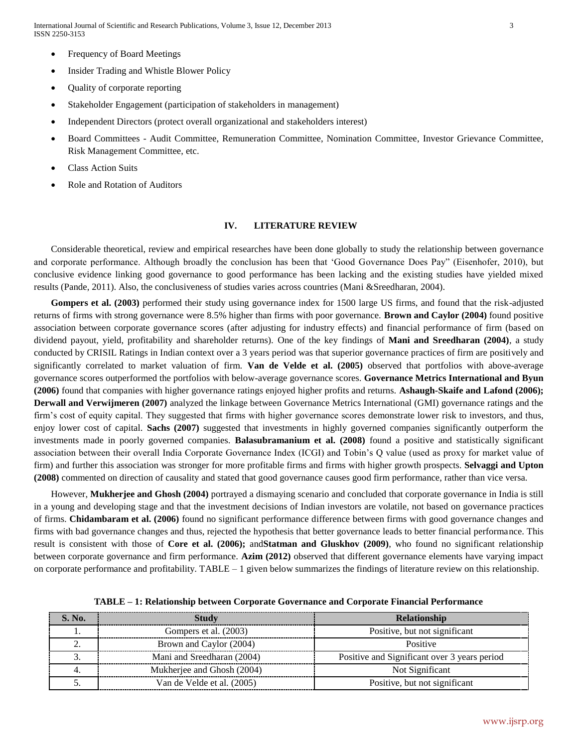- Frequency of Board Meetings
- Insider Trading and Whistle Blower Policy
- Quality of corporate reporting
- Stakeholder Engagement (participation of stakeholders in management)
- Independent Directors (protect overall organizational and stakeholders interest)
- Board Committees - Audit Committee, Remuneration Committee, Nomination Committee, Investor Grievance Committee, Risk Management Committee, etc.
- Class Action Suits
- Role and Rotation of Auditors

## IV. LITERATURE REVIEW

Considerable theoretical, review and empirical researches have been done globally to study the relationship between governance and corporate performance. Although broadly the conclusion has been that 'Good Governance Does Pay" (Eisenhofer, 2010), but conclusive evidence linking good governance to good performance has been lacking and the existing studies have yielded mixed results (Pande, 2011). Also, the conclusiveness of studies varies across countries (Mani &Sreedharan, 2004).

**Gompers et al. (2003)** performed their study using governance index for 1500 large US firms, and found that the risk-adjusted returns of firms with strong governance were 8.5% higher than firms with poor governance. **Brown and Caylor (2004)** found positive association between corporate governance scores (after adjusting for industry effects) and financial performance of firm (based on dividend payout, yield, profitability and shareholder returns). One of the key findings of **Mani and Sreedharan (2004)**, a study conducted by CRISIL Ratings in Indian context over a 3 years period was that superior governance practices of firm are positively and significantly correlated to market valuation of firm. **Van de Velde et al. (2005)** observed that portfolios with above-average governance scores outperformed the portfolios with below-average governance scores. **Governance Metrics International and Byun (2006)** found that companies with higher governance ratings enjoyed higher profits and returns. **Ashaugh-Skaife and Lafond (2006); Derwall and Verwijmeren (2007)** analyzed the linkage between Governance Metrics International (GMI) governance ratings and the firm's cost of equity capital. They suggested that firms with higher governance scores demonstrate lower risk to investors, and thus, enjoy lower cost of capital. **Sachs (2007)** suggested that investments in highly governed companies significantly outperform the investments made in poorly governed companies. **Balasubramanium et al. (2008)** found a positive and statistically significant association between their overall India Corporate Governance Index (ICGI) and Tobin's Q value (used as proxy for market value of firm) and further this association was stronger for more profitable firms and firms with higher growth prospects. **Selvaggi and Upton (2008)** commented on direction of causality and stated that good governance causes good firm performance, rather than vice versa.

However, **Mukherjee and Ghosh (2004)** portrayed a dismaying scenario and concluded that corporate governance in India is still in a young and developing stage and that the investment decisions of Indian investors are volatile, not based on governance practices of firms. **Chidambaram et al. (2006)** found no significant performance difference between firms with good governance changes and firms with bad governance changes and thus, rejected the hypothesis that better governance leads to better financial performance. This result is consistent with those of **Core et al. (2006);** and**Statman and Gluskhov (2009)**, who found no significant relationship between corporate governance and firm performance. **Azim (2012)** observed that different governance elements have varying impact on corporate performance and profitability. TABLE – 1 given below summarizes the findings of literature review on this relationship.

**TABLE – 1: Relationship between Corporate Governance and Corporate Financial Performance**

| S. No. | Study | Relationship |
|---|---|---|
| 1. | Gompers et al. (2003) | Positive, but not significant |
| 2. | Brown and Caylor (2004) | Positive |
| 3. | Mani and Sreedharan (2004) | Positive and Significant over 3 years period |
| 4. | Mukherjee and Ghosh (2004) | Not Significant |
| 5. | Van de Velde et al. (2005) | Positive, but not significant |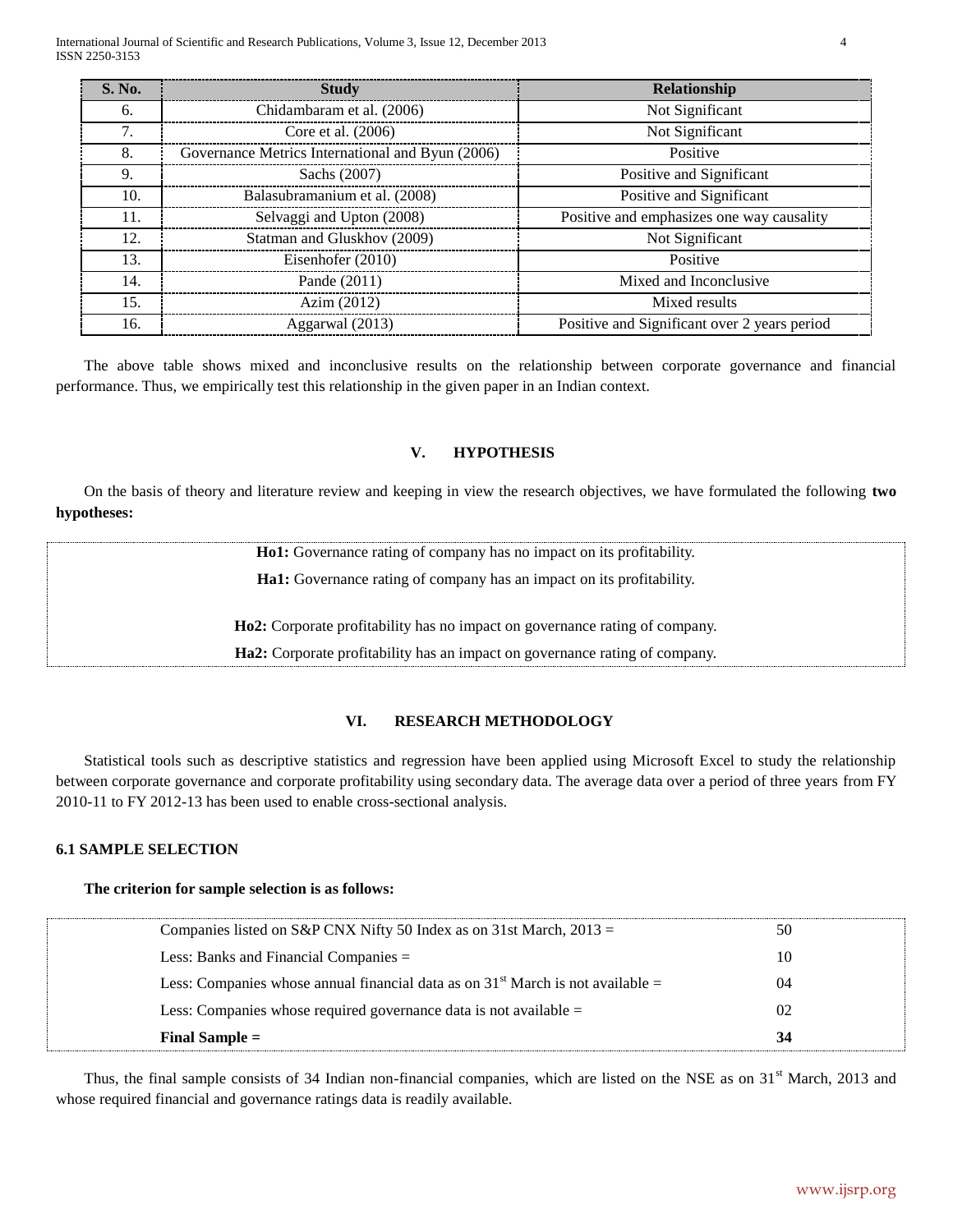| S. No. | Study | Relationship |
|---|---|---|
| 6. | Chidambaram et al. (2006) | Not Significant |
| 7. | Core et al. (2006) | Not Significant |
| 8. | Governance Metrics International and Byun (2006) | Positive |
| 9. | Sachs (2007) | Positive and Significant |
| 10. | Balasubramanium et al. (2008) | Positive and Significant |
| 11. | Selvaggi and Upton (2008) | Positive and emphasizes one way causality |
| 12. | Statman and Gluskhov (2009) | Not Significant |
| 13. | Eisenhofer (2010) | Positive |
| 14. | Pande (2011) | Mixed and Inconclusive |
| 15. | Azim (2012) | Mixed results |
| 16. | Aggarwal (2013) | Positive and Significant over 2 years period |

The above table shows mixed and inconclusive results on the relationship between corporate governance and financial performance. Thus, we empirically test this relationship in the given paper in an Indian context.

## V. HYPOTHESIS

On the basis of theory and literature review and keeping in view the research objectives, we have formulated the following **two hypotheses:**

**Ho1:** Governance rating of company has no impact on its profitability.

**Ha1:** Governance rating of company has an impact on its profitability.

**Ho2:** Corporate profitability has no impact on governance rating of company.

**Ha2:** Corporate profitability has an impact on governance rating of company.

## VI. RESEARCH METHODOLOGY

Statistical tools such as descriptive statistics and regression have been applied using Microsoft Excel to study the relationship between corporate governance and corporate profitability using secondary data. The average data over a period of three years from FY 2010-11 to FY 2012-13 has been used to enable cross-sectional analysis.

### 6.1 SAMPLE SELECTION

**The criterion for sample selection is as follows:**

| | |
|---|---|
| Companies listed on S&P CNX Nifty 50 Index as on 31st March, 2013 = | 50 |
| Less: Banks and Financial Companies = | 10 |
| Less: Companies whose annual financial data as on 31st March is not available = | 04 |
| Less: Companies whose required governance data is not available = | 02 |
| **Final Sample =** | **34** |

Thus, the final sample consists of 34 Indian non-financial companies, which are listed on the NSE as on 31st March, 2013 and whose required financial and governance ratings data is readily available.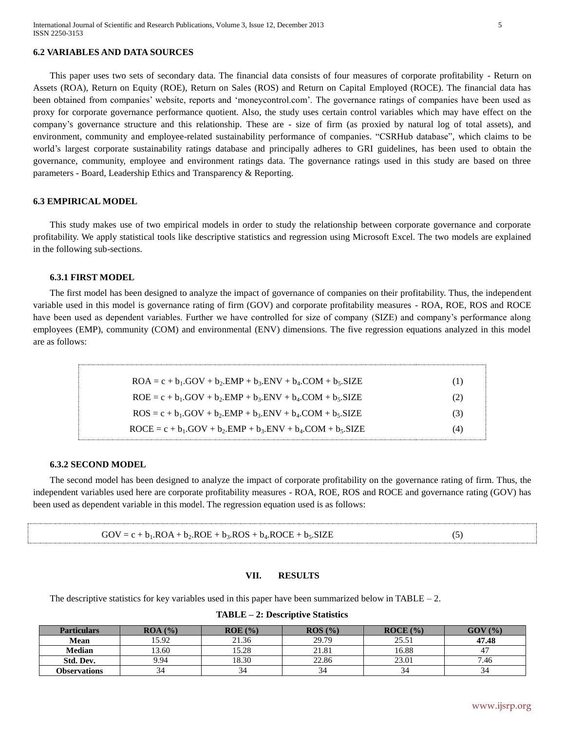### 6.2 VARIABLES AND DATA SOURCES

This paper uses two sets of secondary data. The financial data consists of four measures of corporate profitability - Return on Assets (ROA), Return on Equity (ROE), Return on Sales (ROS) and Return on Capital Employed (ROCE). The financial data has been obtained from companies' website, reports and 'moneycontrol.com'. The governance ratings of companies have been used as proxy for corporate governance performance quotient. Also, the study uses certain control variables which may have effect on the company's governance structure and this relationship. These are - size of firm (as proxied by natural log of total assets), and environment, community and employee-related sustainability performance of companies. "CSRHub database", which claims to be world's largest corporate sustainability ratings database and principally adheres to GRI guidelines, has been used to obtain the governance, community, employee and environment ratings data. The governance ratings used in this study are based on three parameters - Board, Leadership Ethics and Transparency & Reporting.

### 6.3 EMPIRICAL MODEL

This study makes use of two empirical models in order to study the relationship between corporate governance and corporate profitability. We apply statistical tools like descriptive statistics and regression using Microsoft Excel. The two models are explained in the following sub-sections.

#### 6.3.1 FIRST MODEL

The first model has been designed to analyze the impact of governance of companies on their profitability. Thus, the independent variable used in this model is governance rating of firm (GOV) and corporate profitability measures - ROA, ROE, ROS and ROCE have been used as dependent variables. Further we have controlled for size of company (SIZE) and company's performance along employees (EMP), community (COM) and environmental (ENV) dimensions. The five regression equations analyzed in this model are as follows:

$$ROA = c + b_1.GOV + b_2.EMP + b_3.ENV + b_4.COM + b_5.SIZE \quad (1)$$

$$ROE = c + b_1.GOV + b_2.EMP + b_3.ENV + b_4.COM + b_5.SIZE \quad (2)$$

$$ROS = c + b_1.GOV + b_2.EMP + b_3.ENV + b_4.COM + b_5.SIZE \quad (3)$$

$$ROCE = c + b_1.GOV + b_2.EMP + b_3.ENV + b_4.COM + b_5.SIZE \quad (4)$$

#### 6.3.2 SECOND MODEL

The second model has been designed to analyze the impact of corporate profitability on the governance rating of firm. Thus, the independent variables used here are corporate profitability measures - ROA, ROE, ROS and ROCE and governance rating (GOV) has been used as dependent variable in this model. The regression equation used is as follows:

$$GOV = c + b_1.ROA + b_2.ROE + b_3.ROS + b_4.ROCE + b_5.SIZE \quad (5)$$

## VII. RESULTS

The descriptive statistics for key variables used in this paper have been summarized below in TABLE – 2.

**TABLE – 2: Descriptive Statistics**

| Particulars | ROA (%) | ROE (%) | ROS (%) | ROCE (%) | GOV (%) |
|---|---|---|---|---|---|
| **Mean** | 15.92 | 21.36 | 29.79 | 25.51 | **47.48** |
| **Median** | 13.60 | 15.28 | 21.81 | 16.88 | 47 |
| **Std. Dev.** | 9.94 | 18.30 | 22.86 | 23.01 | 7.46 |
| **Observations** | 34 | 34 | 34 | 34 | 34 |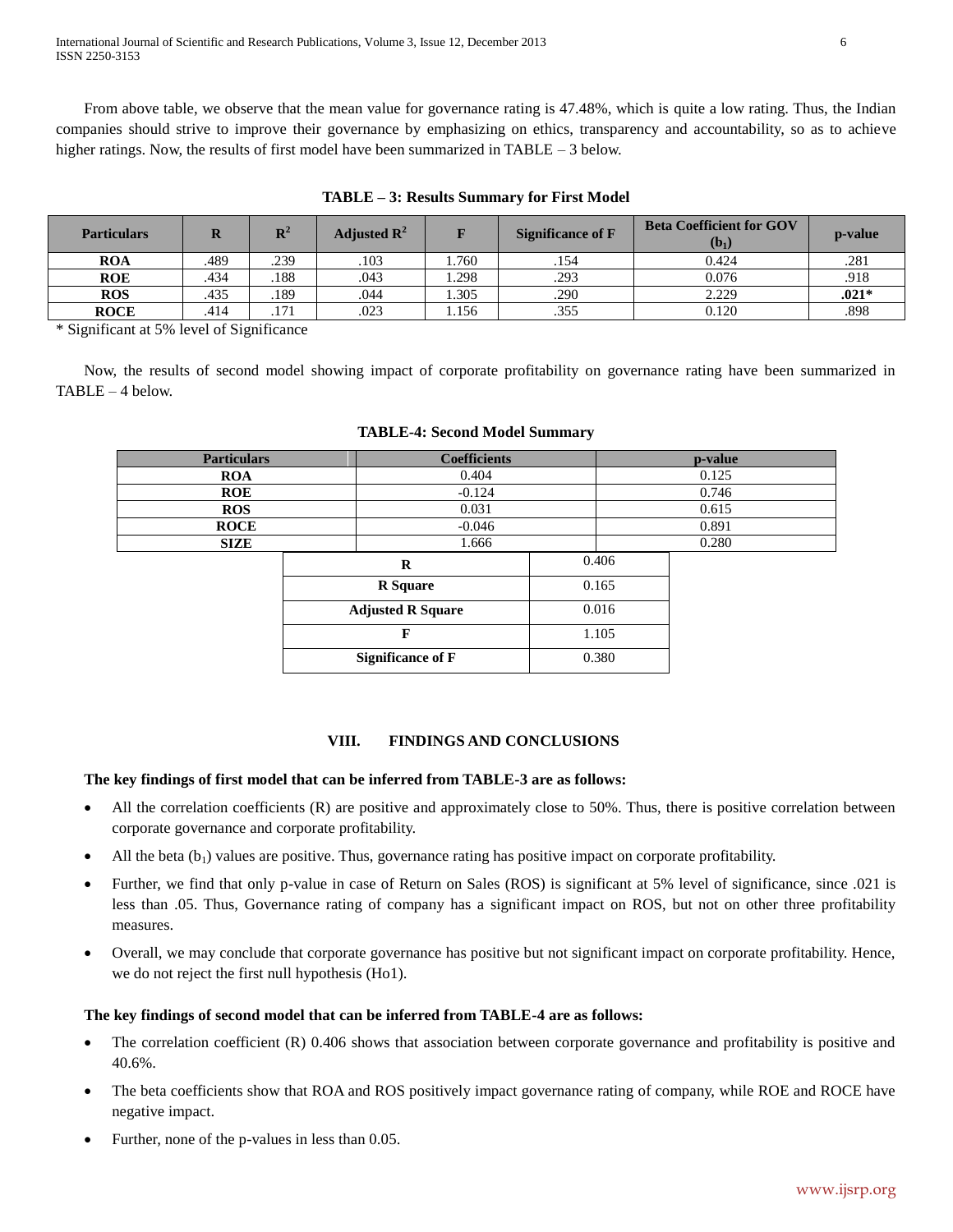From above table, we observe that the mean value for governance rating is 47.48%, which is quite a low rating. Thus, the Indian companies should strive to improve their governance by emphasizing on ethics, transparency and accountability, so as to achieve higher ratings. Now, the results of first model have been summarized in TABLE – 3 below.

**TABLE – 3: Results Summary for First Model**

| Particulars | R | $R^2$ | Adjusted $R^2$ | F | Significance of F | Beta Coefficient for GOV ($b_1$) | p-value |
|---|---|---|---|---|---|---|---|
| **ROA** | .489 | .239 | .103 | 1.760 | .154 | 0.424 | .281 |
| **ROE** | .434 | .188 | .043 | 1.298 | .293 | 0.076 | .918 |
| **ROS** | .435 | .189 | .044 | 1.305 | .290 | 2.229 | **.021*** |
| **ROCE** | .414 | .171 | .023 | 1.156 | .355 | 0.120 | .898 |

\* Significant at 5% level of Significance

Now, the results of second model showing impact of corporate profitability on governance rating have been summarized in TABLE – 4 below.

**TABLE-4: Second Model Summary**

| Particulars | Coefficients | p-value |
|---|---|---|
| **ROA** | 0.404 | 0.125 |
| **ROE** | -0.124 | 0.746 |
| **ROS** | 0.031 | 0.615 |
| **ROCE** | -0.046 | 0.891 |
| **SIZE** | 1.666 | 0.280 |

| | |
|---|---|
| **R** | 0.406 |
| **R Square** | 0.165 |
| **Adjusted R Square** | 0.016 |
| **F** | 1.105 |
| **Significance of F** | 0.380 |

## VIII. FINDINGS AND CONCLUSIONS

**The key findings of first model that can be inferred from TABLE-3 are as follows:**

- All the correlation coefficients (R) are positive and approximately close to 50%. Thus, there is positive correlation between corporate governance and corporate profitability.
- All the beta ($b_1$) values are positive. Thus, governance rating has positive impact on corporate profitability.
- Further, we find that only p-value in case of Return on Sales (ROS) is significant at 5% level of significance, since .021 is less than .05. Thus, Governance rating of company has a significant impact on ROS, but not on other three profitability measures.
- Overall, we may conclude that corporate governance has positive but not significant impact on corporate profitability. Hence, we do not reject the first null hypothesis (Ho1).

**The key findings of second model that can be inferred from TABLE-4 are as follows:**

- The correlation coefficient (R) 0.406 shows that association between corporate governance and profitability is positive and 40.6%.
- The beta coefficients show that ROA and ROS positively impact governance rating of company, while ROE and ROCE have negative impact.
- Further, none of the p-values in less than 0.05.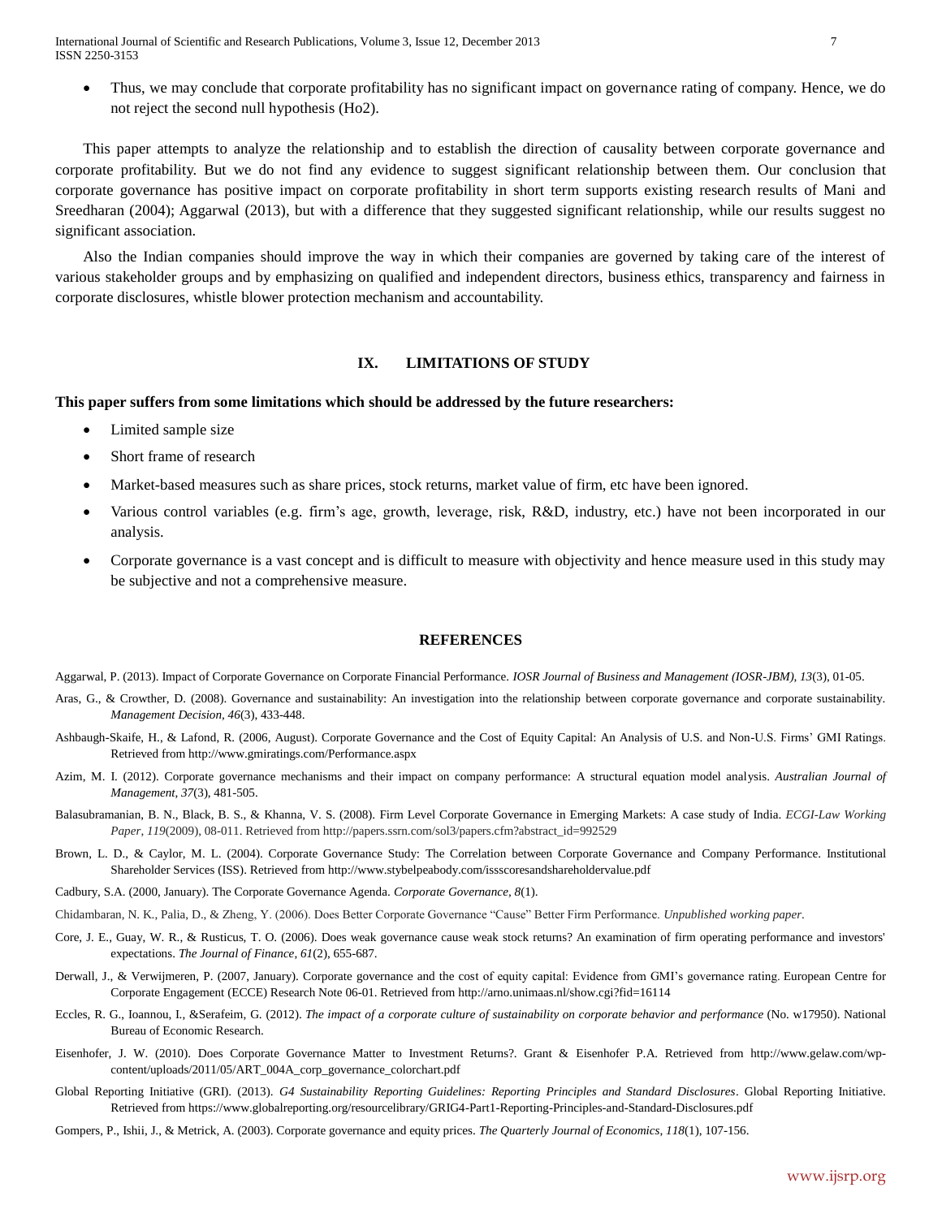- Thus, we may conclude that corporate profitability has no significant impact on governance rating of company. Hence, we do not reject the second null hypothesis (Ho2).

This paper attempts to analyze the relationship and to establish the direction of causality between corporate governance and corporate profitability. But we do not find any evidence to suggest significant relationship between them. Our conclusion that corporate governance has positive impact on corporate profitability in short term supports existing research results of Mani and Sreedharan (2004); Aggarwal (2013), but with a difference that they suggested significant relationship, while our results suggest no significant association.

Also the Indian companies should improve the way in which their companies are governed by taking care of the interest of various stakeholder groups and by emphasizing on qualified and independent directors, business ethics, transparency and fairness in corporate disclosures, whistle blower protection mechanism and accountability.

## IX. LIMITATIONS OF STUDY

**This paper suffers from some limitations which should be addressed by the future researchers:**

- Limited sample size
- Short frame of research
- Market-based measures such as share prices, stock returns, market value of firm, etc have been ignored.
- Various control variables (e.g. firm's age, growth, leverage, risk, R&D, industry, etc.) have not been incorporated in our analysis.
- Corporate governance is a vast concept and is difficult to measure with objectivity and hence measure used in this study may be subjective and not a comprehensive measure.

## REFERENCES

Aggarwal, P. (2013). Impact of Corporate Governance on Corporate Financial Performance. *IOSR Journal of Business and Management (IOSR-JBM), 13*(3), 01-05.

Aras, G., & Crowther, D. (2008). Governance and sustainability: An investigation into the relationship between corporate governance and corporate sustainability. *Management Decision, 46*(3), 433-448.

Ashbaugh-Skaife, H., & Lafond, R. (2006, August). Corporate Governance and the Cost of Equity Capital: An Analysis of U.S. and Non-U.S. Firms' GMI Ratings. Retrieved from http://www.gmiratings.com/Performance.aspx

Azim, M. I. (2012). Corporate governance mechanisms and their impact on company performance: A structural equation model analysis. *Australian Journal of Management, 37*(3), 481-505.

Balasubramanian, B. N., Black, B. S., & Khanna, V. S. (2008). Firm Level Corporate Governance in Emerging Markets: A case study of India. *ECGI-Law Working Paper, 119*(2009), 08-011. Retrieved from http://papers.ssrn.com/sol3/papers.cfm?abstract_id=992529

Brown, L. D., & Caylor, M. L. (2004). Corporate Governance Study: The Correlation between Corporate Governance and Company Performance. Institutional Shareholder Services (ISS). Retrieved from http://www.stybelpeabody.com/issscoresandshareholdervalue.pdf

Cadbury, S.A. (2000, January). The Corporate Governance Agenda. *Corporate Governance, 8*(1).

Chidambaran, N. K., Palia, D., & Zheng, Y. (2006). Does Better Corporate Governance "Cause" Better Firm Performance. *Unpublished working paper*.

Core, J. E., Guay, W. R., & Rusticus, T. O. (2006). Does weak governance cause weak stock returns? An examination of firm operating performance and investors' expectations. *The Journal of Finance, 61*(2), 655-687.

Derwall, J., & Verwijmeren, P. (2007, January). Corporate governance and the cost of equity capital: Evidence from GMI's governance rating. European Centre for Corporate Engagement (ECCE) Research Note 06-01. Retrieved from http://arno.unimaas.nl/show.cgi?fid=16114

Eccles, R. G., Ioannou, I., &Serafeim, G. (2012). *The impact of a corporate culture of sustainability on corporate behavior and performance* (No. w17950). National Bureau of Economic Research.

Eisenhofer, J. W. (2010). Does Corporate Governance Matter to Investment Returns?. Grant & Eisenhofer P.A. Retrieved from http://www.gelaw.com/wp-content/uploads/2011/05/ART_004A_corp_governance_colorchart.pdf

Global Reporting Initiative (GRI). (2013). *G4 Sustainability Reporting Guidelines: Reporting Principles and Standard Disclosures*. Global Reporting Initiative. Retrieved from https://www.globalreporting.org/resourcelibrary/GRIG4-Part1-Reporting-Principles-and-Standard-Disclosures.pdf

Gompers, P., Ishii, J., & Metrick, A. (2003). Corporate governance and equity prices. *The Quarterly Journal of Economics, 118*(1), 107-156.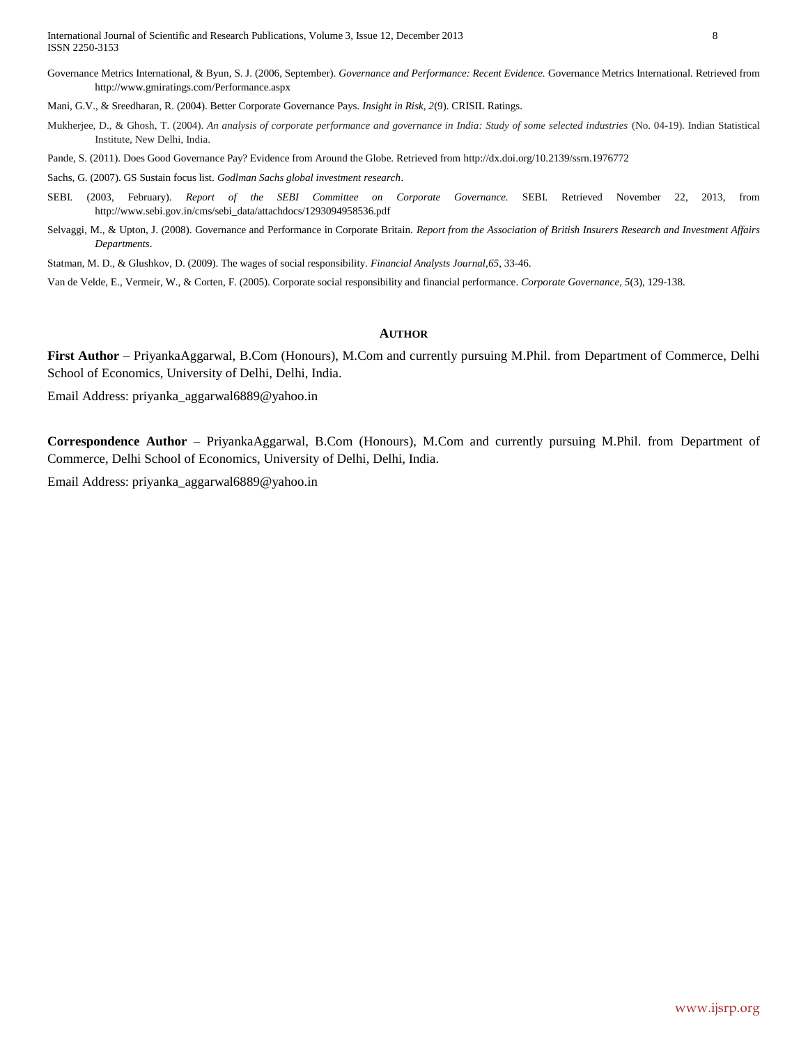Governance Metrics International, & Byun, S. J. (2006, September). *Governance and Performance: Recent Evidence.* Governance Metrics International. Retrieved from http://www.gmiratings.com/Performance.aspx

Mani, G.V., & Sreedharan, R. (2004). Better Corporate Governance Pays. *Insight in Risk, 2*(9). CRISIL Ratings.

Mukherjee, D., & Ghosh, T. (2004). *An analysis of corporate performance and governance in India: Study of some selected industries* (No. 04-19). Indian Statistical Institute, New Delhi, India.

Pande, S. (2011). Does Good Governance Pay? Evidence from Around the Globe. Retrieved from http://dx.doi.org/10.2139/ssrn.1976772

Sachs, G. (2007). GS Sustain focus list. *Godlman Sachs global investment research*.

SEBI. (2003, February). *Report of the SEBI Committee on Corporate Governance.* SEBI. Retrieved November 22, 2013, from http://www.sebi.gov.in/cms/sebi_data/attachdocs/1293094958536.pdf

Selvaggi, M., & Upton, J. (2008). Governance and Performance in Corporate Britain. *Report from the Association of British Insurers Research and Investment Affairs Departments*.

Statman, M. D., & Glushkov, D. (2009). The wages of social responsibility. *Financial Analysts Journal*,*65*, 33-46.

Van de Velde, E., Vermeir, W., & Corten, F. (2005). Corporate social responsibility and financial performance. *Corporate Governance*, *5*(3), 129-138.

## AUTHOR

**First Author** – PriyankaAggarwal, B.Com (Honours), M.Com and currently pursuing M.Phil. from Department of Commerce, Delhi School of Economics, University of Delhi, Delhi, India.

Email Address: priyanka_aggarwal6889@yahoo.in

**Correspondence Author** – PriyankaAggarwal, B.Com (Honours), M.Com and currently pursuing M.Phil. from Department of Commerce, Delhi School of Economics, University of Delhi, Delhi, India.

Email Address: priyanka_aggarwal6889@yahoo.in